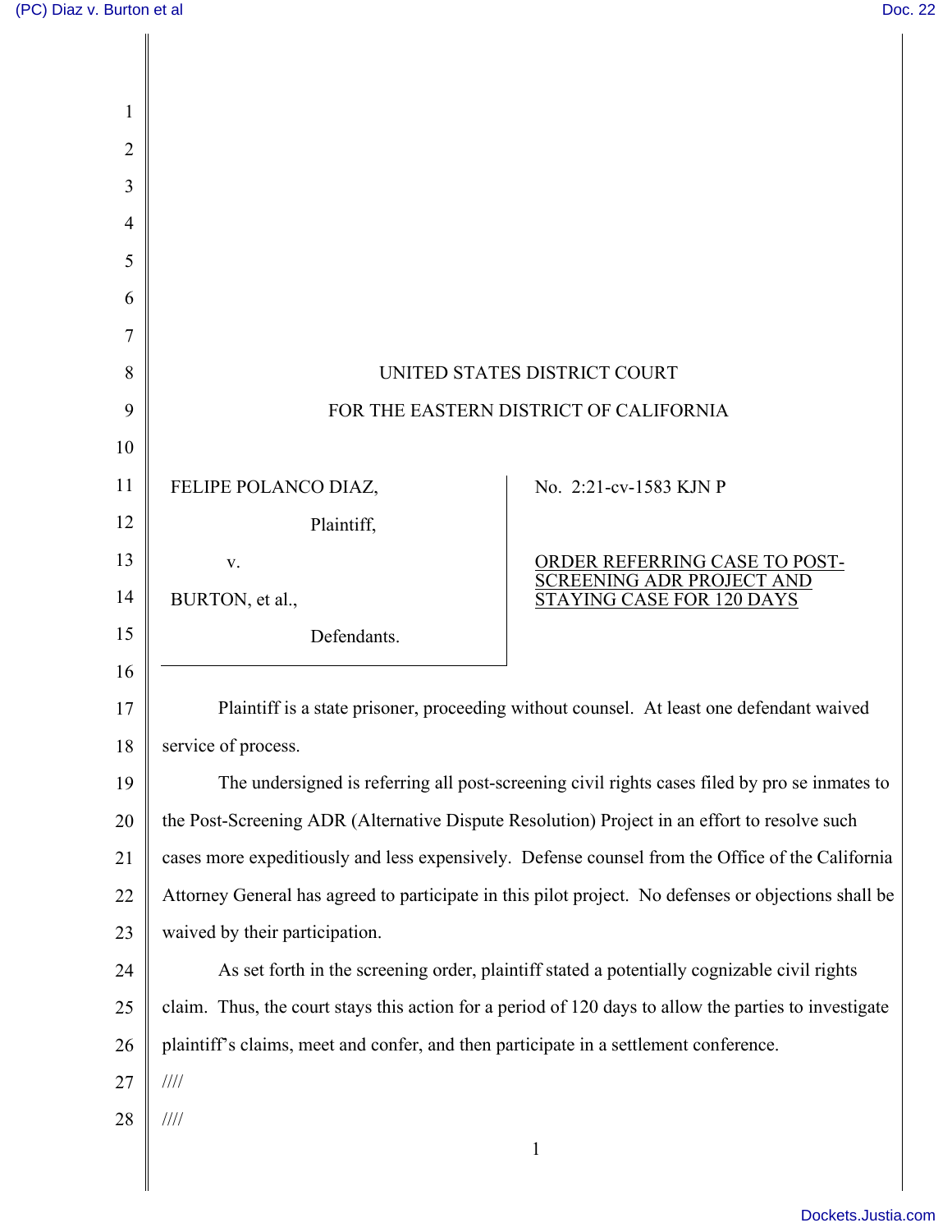UNITED STATES DISTRICT COURT

FOR THE EASTERN DISTRICT OF CALIFORNIA

FELIPE POLANCO DIAZ,

Plaintiff,

v.

BURTON, et al.,

Defendants.

No. 2:21-cv-1583 KJN P

ORDER REFERRING CASE TO POST-SCREENING ADR PROJECT AND STAYING CASE FOR 120 DAYS

Plaintiff is a state prisoner, proceeding without counsel. At least one defendant waived service of process.

The undersigned is referring all post-screening civil rights cases filed by pro se inmates to the Post-Screening ADR (Alternative Dispute Resolution) Project in an effort to resolve such cases more expeditiously and less expensively. Defense counsel from the Office of the California Attorney General has agreed to participate in this pilot project. No defenses or objections shall be waived by their participation.

As set forth in the screening order, plaintiff stated a potentially cognizable civil rights claim. Thus, the court stays this action for a period of 120 days to allow the parties to investigate plaintiff's claims, meet and confer, and then participate in a settlement conference.

////

////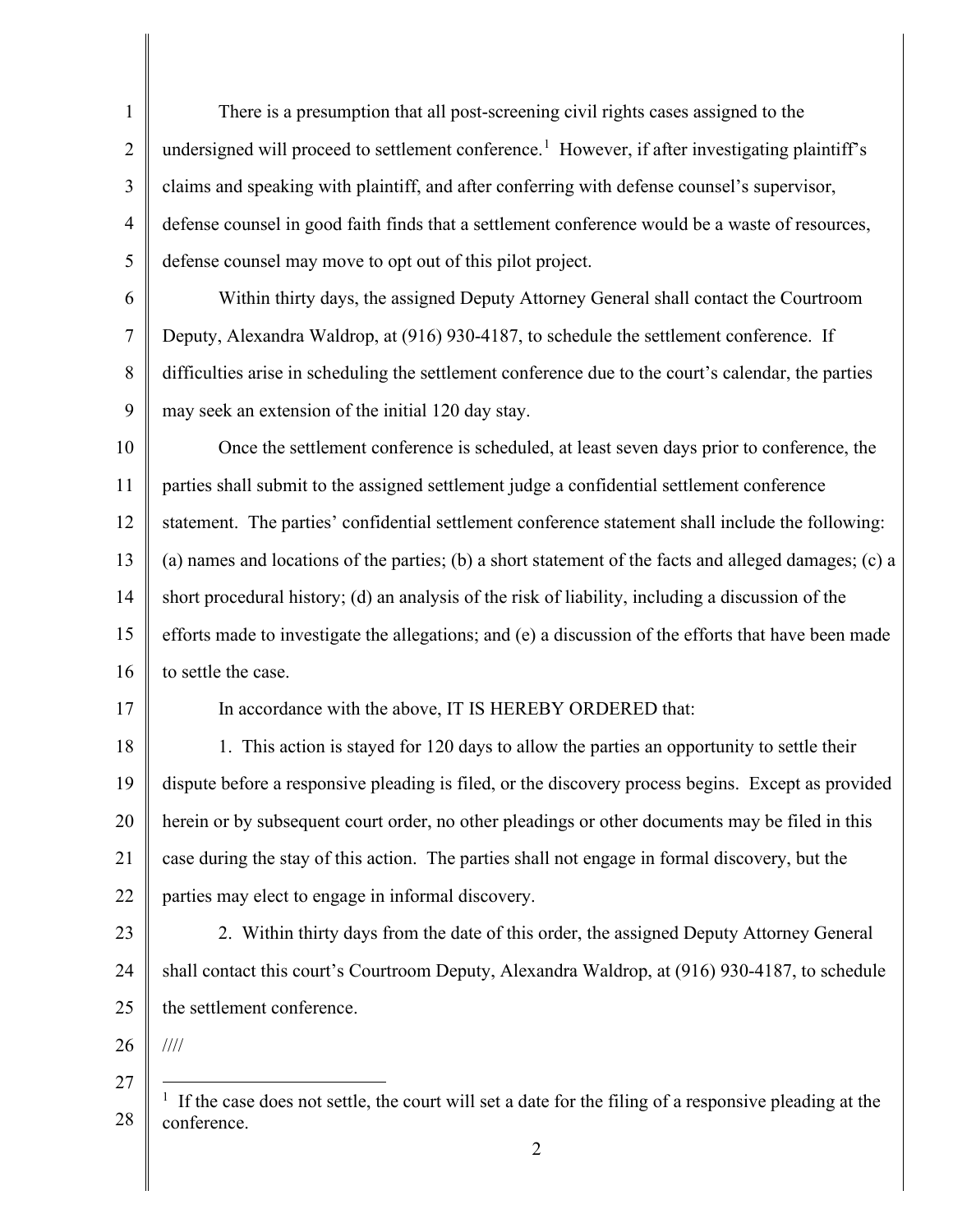There is a presumption that all post-screening civil rights cases assigned to the undersigned will proceed to settlement conference.[1] However, if after investigating plaintiff's claims and speaking with plaintiff, and after conferring with defense counsel's supervisor, defense counsel in good faith finds that a settlement conference would be a waste of resources, defense counsel may move to opt out of this pilot project.

Within thirty days, the assigned Deputy Attorney General shall contact the Courtroom Deputy, Alexandra Waldrop, at (916) 930-4187, to schedule the settlement conference. If difficulties arise in scheduling the settlement conference due to the court's calendar, the parties may seek an extension of the initial 120 day stay.

Once the settlement conference is scheduled, at least seven days prior to conference, the parties shall submit to the assigned settlement judge a confidential settlement conference statement. The parties' confidential settlement conference statement shall include the following: (a) names and locations of the parties; (b) a short statement of the facts and alleged damages; (c) a short procedural history; (d) an analysis of the risk of liability, including a discussion of the efforts made to investigate the allegations; and (e) a discussion of the efforts that have been made to settle the case.

In accordance with the above, IT IS HEREBY ORDERED that:

1. This action is stayed for 120 days to allow the parties an opportunity to settle their dispute before a responsive pleading is filed, or the discovery process begins. Except as provided herein or by subsequent court order, no other pleadings or other documents may be filed in this case during the stay of this action. The parties shall not engage in formal discovery, but the parties may elect to engage in informal discovery.

2. Within thirty days from the date of this order, the assigned Deputy Attorney General shall contact this court's Courtroom Deputy, Alexandra Waldrop, at (916) 930-4187, to schedule the settlement conference.

////

---

[1] If the case does not settle, the court will set a date for the filing of a responsive pleading at the conference.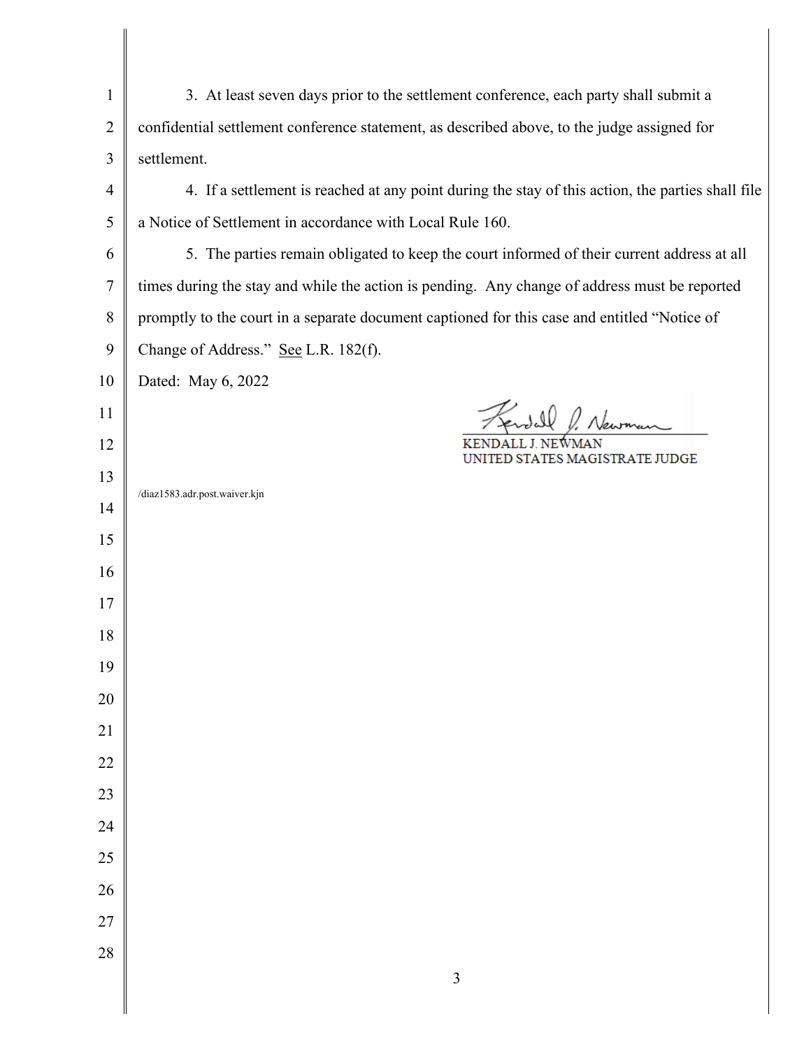3. At least seven days prior to the settlement conference, each party shall submit a confidential settlement conference statement, as described above, to the judge assigned for settlement.

4. If a settlement is reached at any point during the stay of this action, the parties shall file a Notice of Settlement in accordance with Local Rule 160.

5. The parties remain obligated to keep the court informed of their current address at all times during the stay and while the action is pending. Any change of address must be reported promptly to the court in a separate document captioned for this case and entitled "Notice of Change of Address." See L.R. 182(f).

Dated: May 6, 2022

KENDALL J. NEWMAN
UNITED STATES MAGISTRATE JUDGE

/diaz1583.adr.post.waiver.kjn